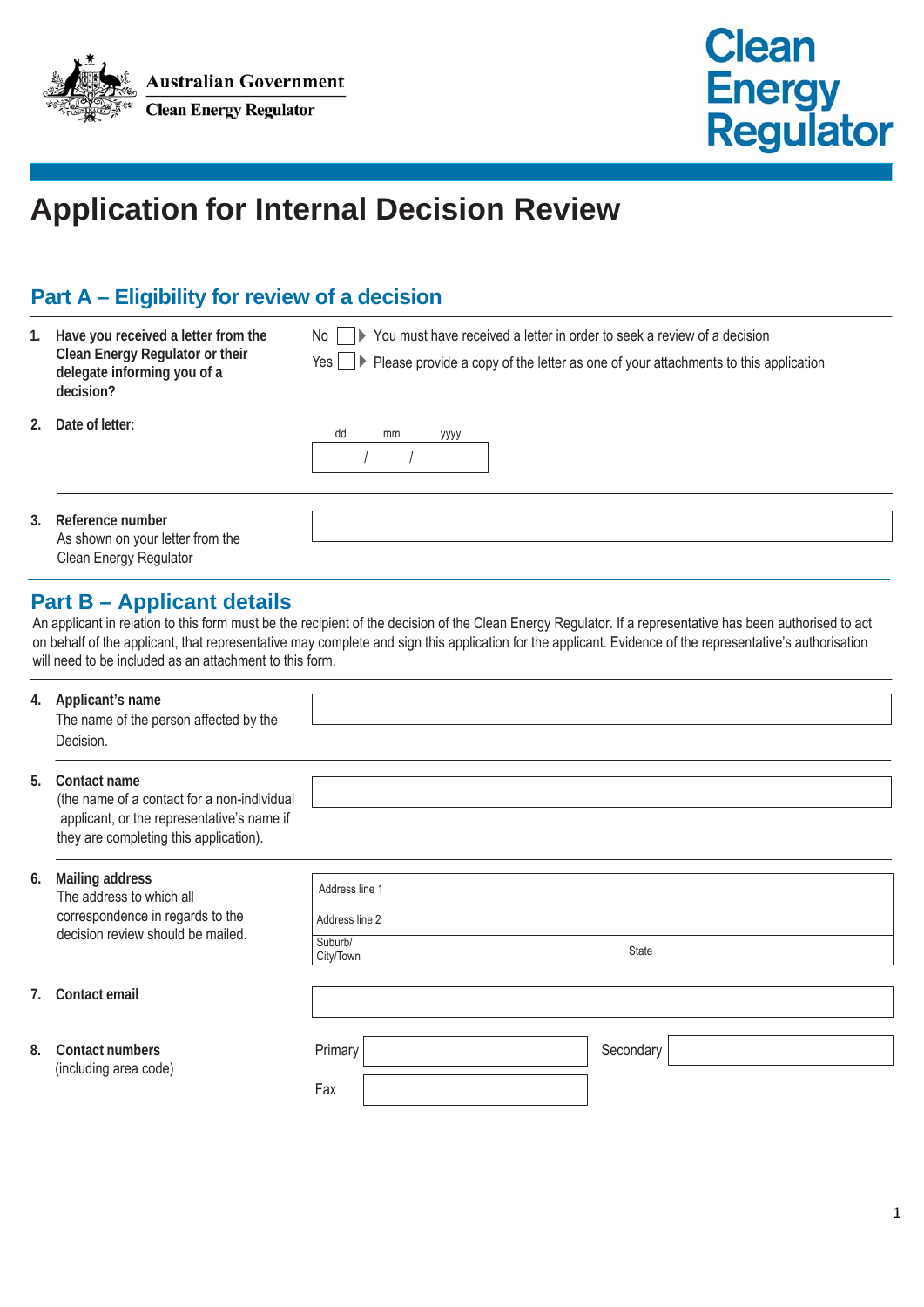Australian Government

Clean Energy Regulator

Clean Energy Regulator

# Application for Internal Decision Review

## Part A – Eligibility for review of a decision

**1. Have you received a letter from the Clean Energy Regulator or their delegate informing you of a decision?**

No ☐ ▶ You must have received a letter in order to seek a review of a decision

Yes ☐ ▶ Please provide a copy of the letter as one of your attachments to this application

**2. Date of letter:**

dd / mm / yyyy

**3. Reference number**
As shown on your letter from the Clean Energy Regulator

## Part B – Applicant details

An applicant in relation to this form must be the recipient of the decision of the Clean Energy Regulator. If a representative has been authorised to act on behalf of the applicant, that representative may complete and sign this application for the applicant. Evidence of the representative's authorisation will need to be included as an attachment to this form.

**4. Applicant's name**
The name of the person affected by the Decision.

**5. Contact name**
(the name of a contact for a non-individual applicant, or the representative's name if they are completing this application).

**6. Mailing address**
The address to which all correspondence in regards to the decision review should be mailed.

Address line 1

Address line 2

Suburb/City/Town — State

**7. Contact email**

**8. Contact numbers**
(including area code)

Primary — Secondary

Fax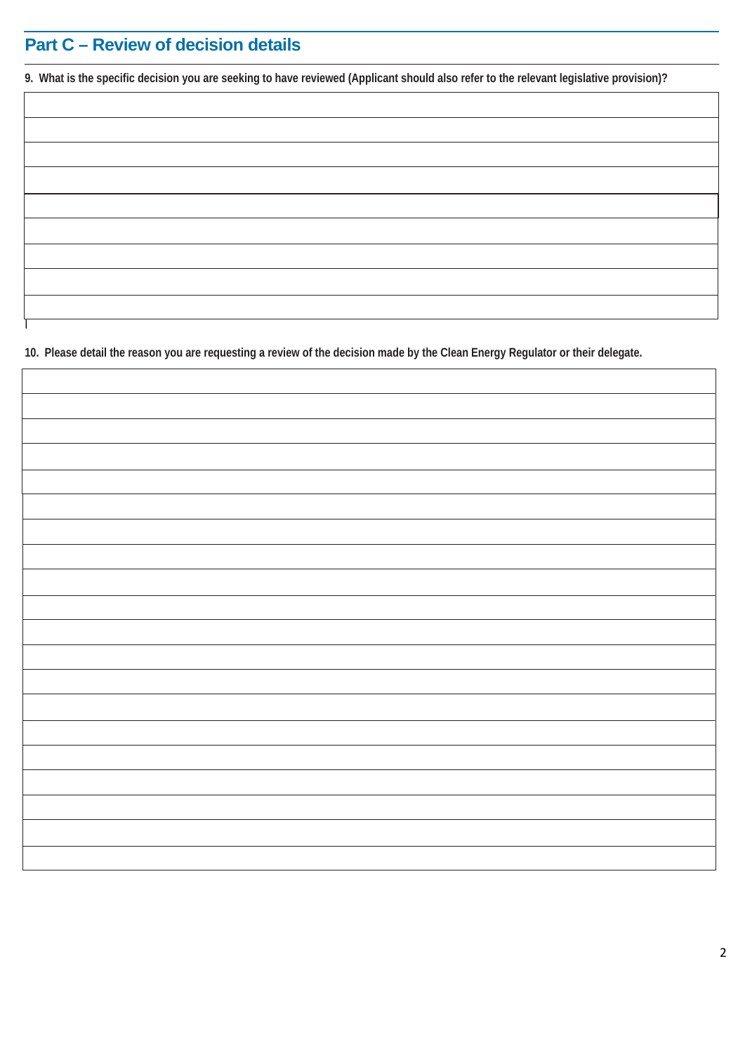## Part C – Review of decision details

**9. What is the specific decision you are seeking to have reviewed (Applicant should also refer to the relevant legislative provision)?**

**10. Please detail the reason you are requesting a review of the decision made by the Clean Energy Regulator or their delegate.**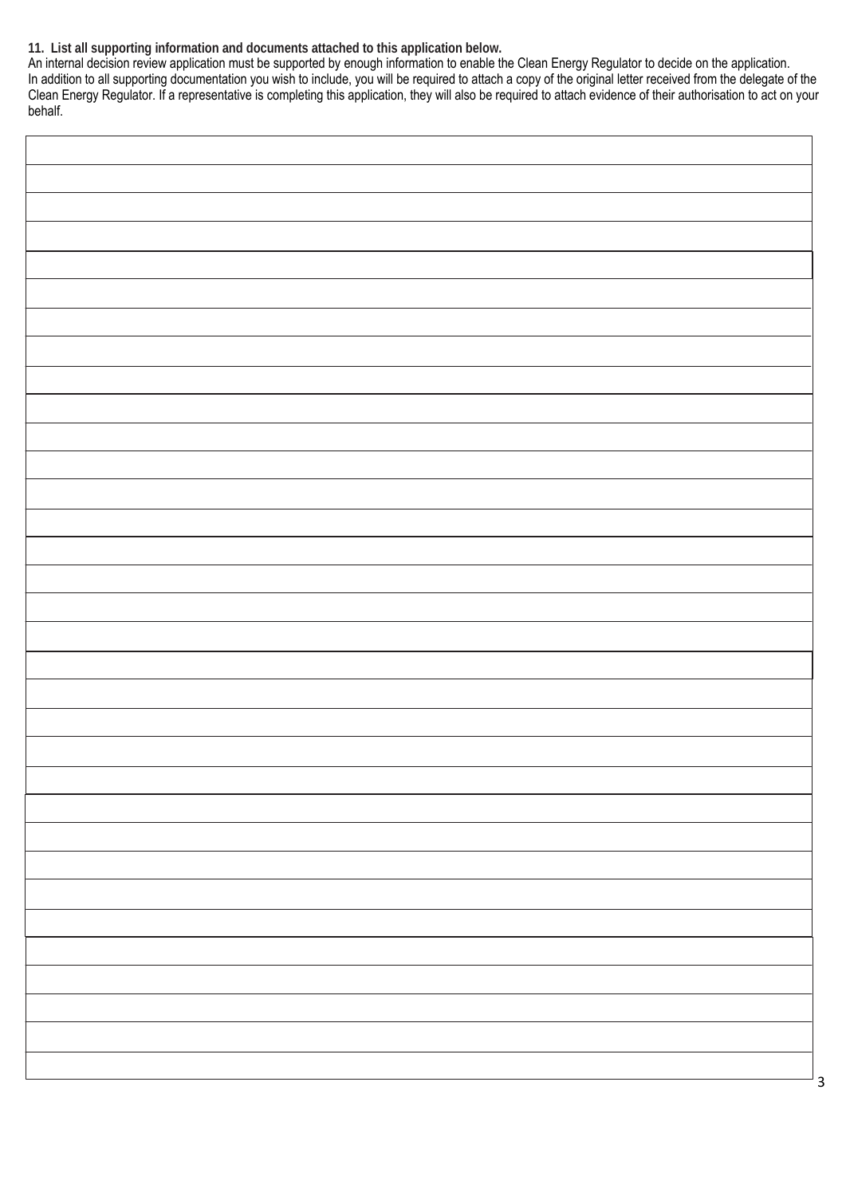**11. List all supporting information and documents attached to this application below.**

An internal decision review application must be supported by enough information to enable the Clean Energy Regulator to decide on the application. In addition to all supporting documentation you wish to include, you will be required to attach a copy of the original letter received from the delegate of the Clean Energy Regulator. If a representative is completing this application, they will also be required to attach evidence of their authorisation to act on your behalf.

| |
|---|
| |
| |
| |
| |
| |
| |
| |
| |
| |
| |
| |
| |
| |
| |
| |
| |
| |
| |
| |
| |
| |
| |
| |
| |
| |
| |
| |
| |
| |
| |
| |
| |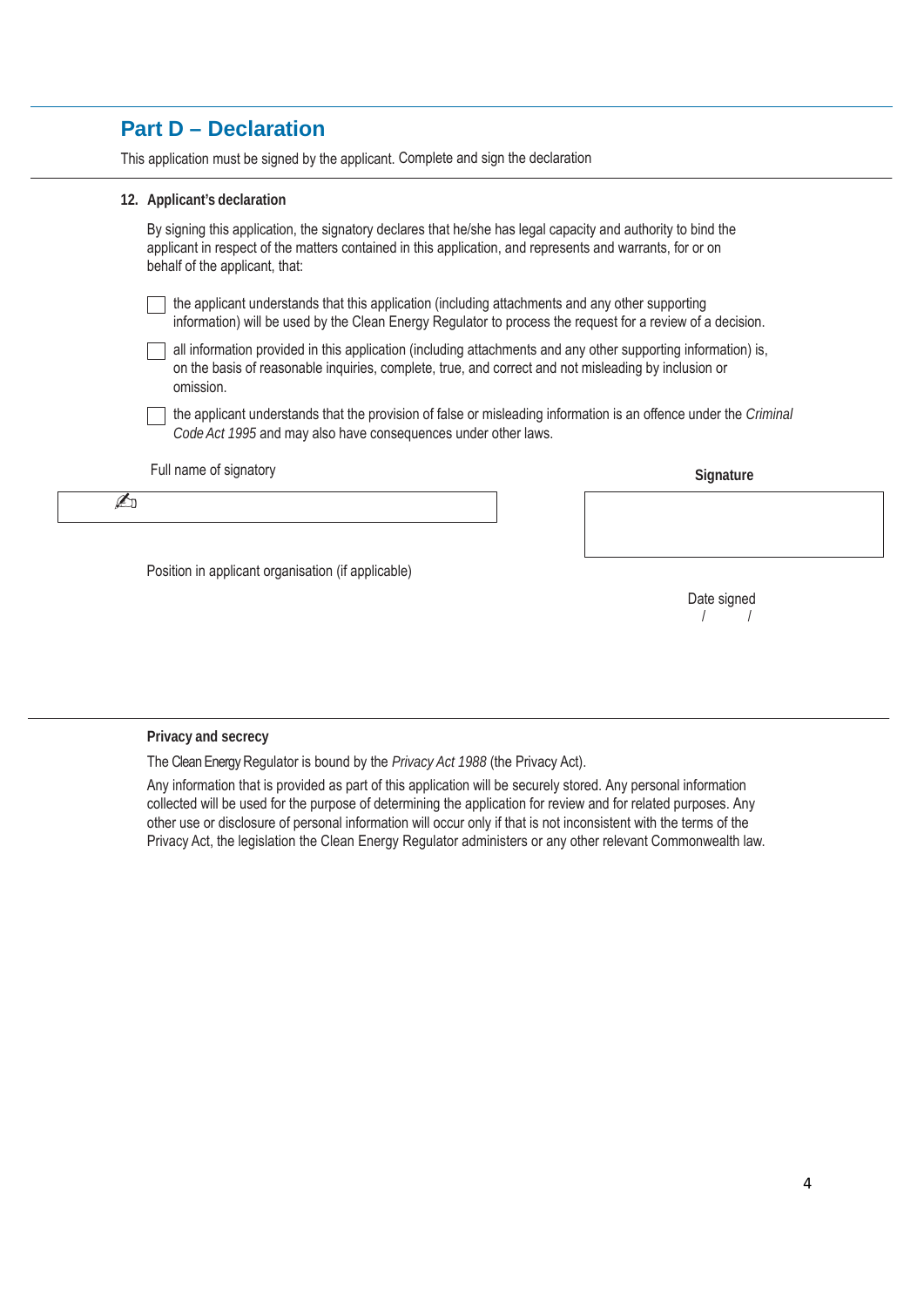## Part D – Declaration

This application must be signed by the applicant. Complete and sign the declaration

**12. Applicant's declaration**

By signing this application, the signatory declares that he/she has legal capacity and authority to bind the applicant in respect of the matters contained in this application, and represents and warrants, for or on behalf of the applicant, that:

- ☐ the applicant understands that this application (including attachments and any other supporting information) will be used by the Clean Energy Regulator to process the request for a review of a decision.
- ☐ all information provided in this application (including attachments and any other supporting information) is, on the basis of reasonable inquiries, complete, true, and correct and not misleading by inclusion or omission.
- ☐ the applicant understands that the provision of false or misleading information is an offence under the *Criminal Code Act 1995* and may also have consequences under other laws.

Full name of signatory

**Signature**

Position in applicant organisation (if applicable)

Date signed
/ /

**Privacy and secrecy**

The Clean Energy Regulator is bound by the *Privacy Act 1988* (the Privacy Act).

Any information that is provided as part of this application will be securely stored. Any personal information collected will be used for the purpose of determining the application for review and for related purposes. Any other use or disclosure of personal information will occur only if that is not inconsistent with the terms of the Privacy Act, the legislation the Clean Energy Regulator administers or any other relevant Commonwealth law.